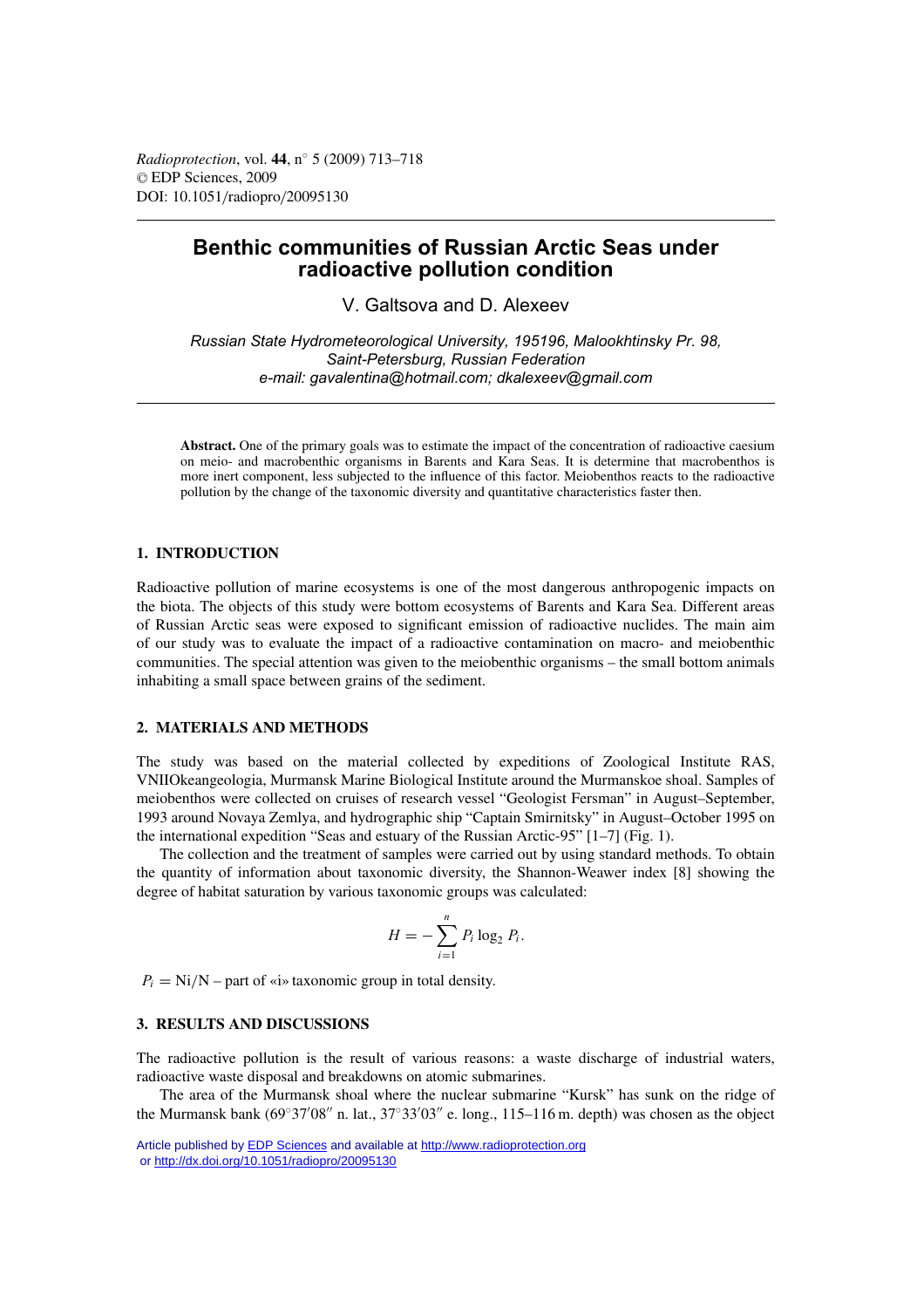# Benthic communities of Russian Arctic Seas under radioactive pollution condition

V. Galtsova and D. Alexeev

*Russian State Hydrometeorological University, 195196, Malookhtinsky Pr. 98, Saint-Petersburg, Russian Federation*
*e-mail: gavalentina@hotmail.com; dkalexeev@gmail.com*

**Abstract.** One of the primary goals was to estimate the impact of the concentration of radioactive caesium on meio- and macrobenthic organisms in Barents and Kara Seas. It is determine that macrobenthos is more inert component, less subjected to the influence of this factor. Meiobenthos reacts to the radioactive pollution by the change of the taxonomic diversity and quantitative characteristics faster then.

## 1. INTRODUCTION

Radioactive pollution of marine ecosystems is one of the most dangerous anthropogenic impacts on the biota. The objects of this study were bottom ecosystems of Barents and Kara Sea. Different areas of Russian Arctic seas were exposed to significant emission of radioactive nuclides. The main aim of our study was to evaluate the impact of a radioactive contamination on macro- and meiobenthic communities. The special attention was given to the meiobenthic organisms – the small bottom animals inhabiting a small space between grains of the sediment.

## 2. MATERIALS AND METHODS

The study was based on the material collected by expeditions of Zoological Institute RAS, VNIIOkeangeologia, Murmansk Marine Biological Institute around the Murmanskoe shoal. Samples of meiobenthos were collected on cruises of research vessel "Geologist Fersman" in August–September, 1993 around Novaya Zemlya, and hydrographic ship "Captain Smirnitsky" in August–October 1995 on the international expedition "Seas and estuary of the Russian Arctic-95" [1–7] (Fig. 1).

The collection and the treatment of samples were carried out by using standard methods. To obtain the quantity of information about taxonomic diversity, the Shannon-Weawer index [8] showing the degree of habitat saturation by various taxonomic groups was calculated:

$$H = -\sum_{i=1}^{n} P_i \log_2 P_i.$$

$P_i$ = Ni/N – part of «i» taxonomic group in total density.

## 3. RESULTS AND DISCUSSIONS

The radioactive pollution is the result of various reasons: a waste discharge of industrial waters, radioactive waste disposal and breakdowns on atomic submarines.

The area of the Murmansk shoal where the nuclear submarine "Kursk" has sunk on the ridge of the Murmansk bank (69°37′08″ n. lat., 37°33′03″ e. long., 115–116 m. depth) was chosen as the object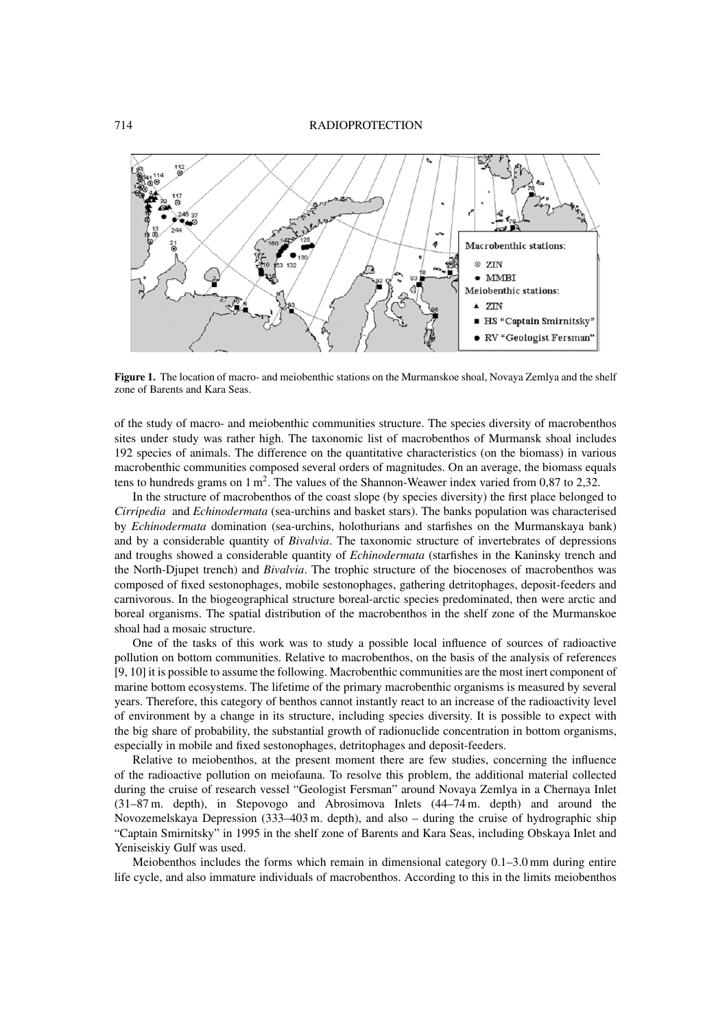**Figure 1.** The location of macro- and meiobenthic stations on the Murmanskoe shoal, Novaya Zemlya and the shelf zone of Barents and Kara Seas.

of the study of macro- and meiobenthic communities structure. The species diversity of macrobenthos sites under study was rather high. The taxonomic list of macrobenthos of Murmansk shoal includes 192 species of animals. The difference on the quantitative characteristics (on the biomass) in various macrobenthic communities composed several orders of magnitudes. On an average, the biomass equals tens to hundreds grams on 1 $m^2$. The values of the Shannon-Weawer index varied from 0,87 to 2,32.

In the structure of macrobenthos of the coast slope (by species diversity) the first place belonged to *Cirripedia* and *Echinodermata* (sea-urchins and basket stars). The banks population was characterised by *Echinodermata* domination (sea-urchins, holothurians and starfishes on the Murmanskaya bank) and by a considerable quantity of *Bivalvia*. The taxonomic structure of invertebrates of depressions and troughs showed a considerable quantity of *Echinodermata* (starfishes in the Kaninsky trench and the North-Djupet trench) and *Bivalvia*. The trophic structure of the biocenoses of macrobenthos was composed of fixed sestonophages, mobile sestonophages, gathering detritophages, deposit-feeders and carnivorous. In the biogeographical structure boreal-arctic species predominated, then were arctic and boreal organisms. The spatial distribution of the macrobenthos in the shelf zone of the Murmanskoe shoal had a mosaic structure.

One of the tasks of this work was to study a possible local influence of sources of radioactive pollution on bottom communities. Relative to macrobenthos, on the basis of the analysis of references [9, 10] it is possible to assume the following. Macrobenthic communities are the most inert component of marine bottom ecosystems. The lifetime of the primary macrobenthic organisms is measured by several years. Therefore, this category of benthos cannot instantly react to an increase of the radioactivity level of environment by a change in its structure, including species diversity. It is possible to expect with the big share of probability, the substantial growth of radionuclide concentration in bottom organisms, especially in mobile and fixed sestonophages, detritophages and deposit-feeders.

Relative to meiobenthos, at the present moment there are few studies, concerning the influence of the radioactive pollution on meiofauna. To resolve this problem, the additional material collected during the cruise of research vessel "Geologist Fersman" around Novaya Zemlya in a Chernaya Inlet (31–87 m. depth), in Stepovogo and Abrosimova Inlets (44–74 m. depth) and around the Novozemelskaya Depression (333–403 m. depth), and also – during the cruise of hydrographic ship "Captain Smirnitsky" in 1995 in the shelf zone of Barents and Kara Seas, including Obskaya Inlet and Yeniseiskiy Gulf was used.

Meiobenthos includes the forms which remain in dimensional category 0.1–3.0 mm during entire life cycle, and also immature individuals of macrobenthos. According to this in the limits meiobenthos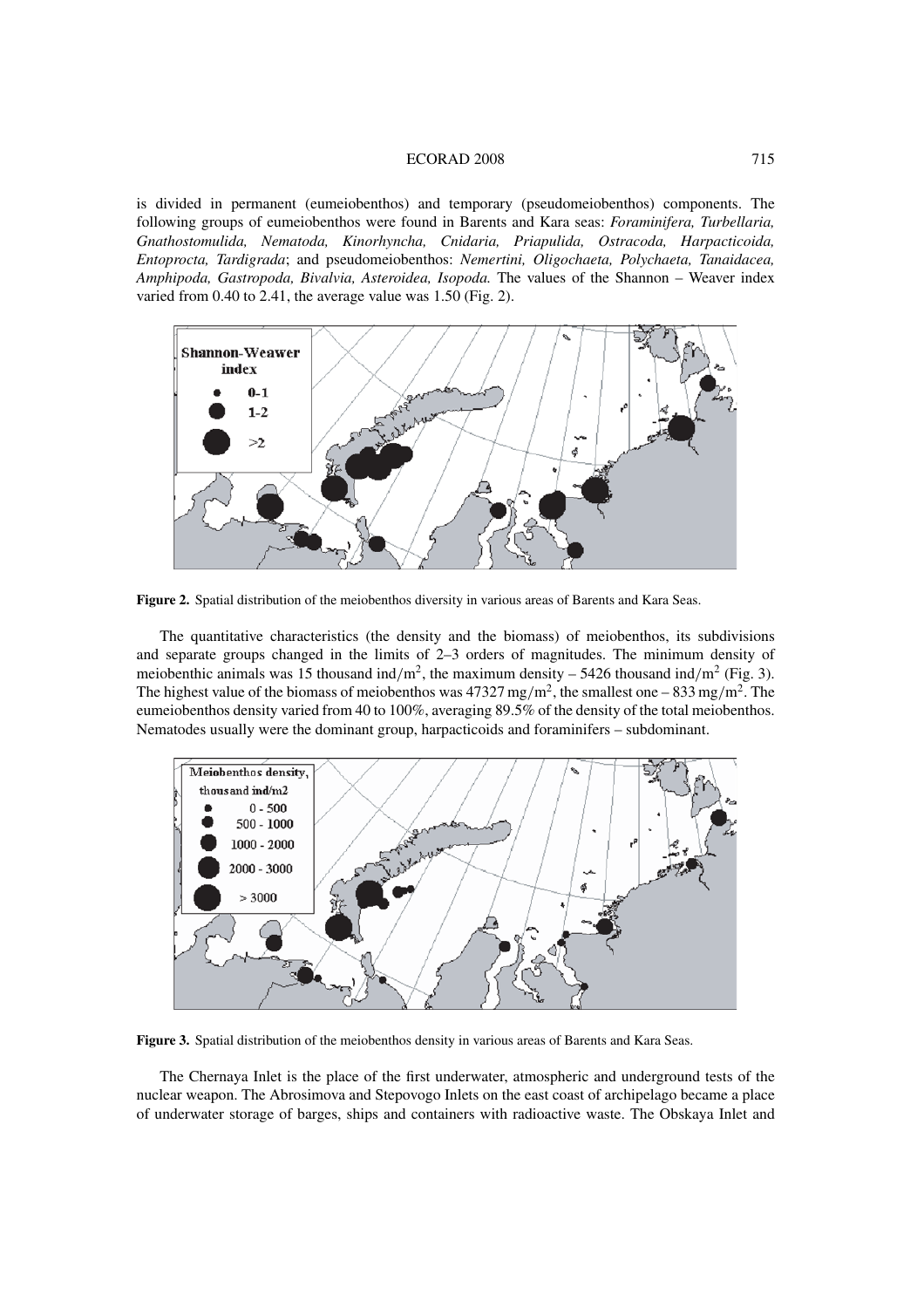is divided in permanent (eumeiobenthos) and temporary (pseudomeiobenthos) components. The following groups of eumeiobenthos were found in Barents and Kara seas: *Foraminifera, Turbellaria, Gnathostomulida, Nematoda, Kinorhyncha, Cnidaria, Priapulida, Ostracoda, Harpacticoida, Entoprocta, Tardigrada*; and pseudomeiobenthos: *Nemertini, Oligochaeta, Polychaeta, Tanaidacea, Amphipoda, Gastropoda, Bivalvia, Asteroidea, Isopoda.* The values of the Shannon – Weaver index varied from 0.40 to 2.41, the average value was 1.50 (Fig. 2).

**Figure 2.** Spatial distribution of the meiobenthos diversity in various areas of Barents and Kara Seas.

The quantitative characteristics (the density and the biomass) of meiobenthos, its subdivisions and separate groups changed in the limits of 2–3 orders of magnitudes. The minimum density of meiobenthic animals was 15 thousand ind/$m^2$, the maximum density – 5426 thousand ind/$m^2$ (Fig. 3). The highest value of the biomass of meiobenthos was 47327 mg/$m^2$, the smallest one – 833 mg/$m^2$. The eumeiobenthos density varied from 40 to 100%, averaging 89.5% of the density of the total meiobenthos. Nematodes usually were the dominant group, harpacticoids and foraminifers – subdominant.

**Figure 3.** Spatial distribution of the meiobenthos density in various areas of Barents and Kara Seas.

The Chernaya Inlet is the place of the first underwater, atmospheric and underground tests of the nuclear weapon. The Abrosimova and Stepovogo Inlets on the east coast of archipelago became a place of underwater storage of barges, ships and containers with radioactive waste. The Obskaya Inlet and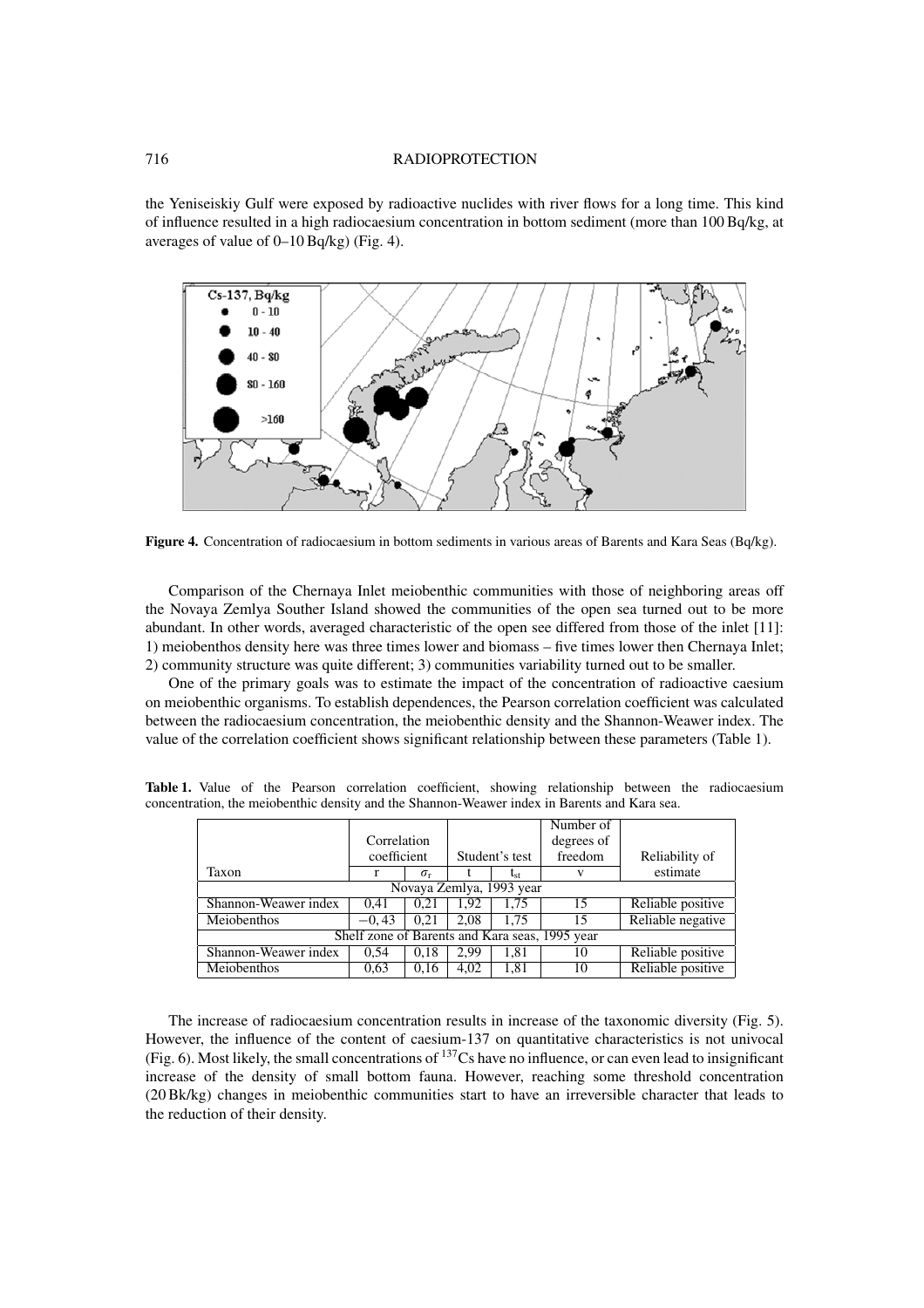the Yeniseiskiy Gulf were exposed by radioactive nuclides with river flows for a long time. This kind of influence resulted in a high radiocaesium concentration in bottom sediment (more than 100 Bq/kg, at averages of value of 0–10 Bq/kg) (Fig. 4).

**Figure 4.** Concentration of radiocaesium in bottom sediments in various areas of Barents and Kara Seas (Bq/kg).

Comparison of the Chernaya Inlet meiobenthic communities with those of neighboring areas off the Novaya Zemlya Souther Island showed the communities of the open sea turned out to be more abundant. In other words, averaged characteristic of the open see differed from those of the inlet [11]: 1) meiobenthos density here was three times lower and biomass – five times lower then Chernaya Inlet; 2) community structure was quite different; 3) communities variability turned out to be smaller.

One of the primary goals was to estimate the impact of the concentration of radioactive caesium on meiobenthic organisms. To establish dependences, the Pearson correlation coefficient was calculated between the radiocaesium concentration, the meiobenthic density and the Shannon-Weawer index. The value of the correlation coefficient shows significant relationship between these parameters (Table 1).

**Table 1.** Value of the Pearson correlation coefficient, showing relationship between the radiocaesium concentration, the meiobenthic density and the Shannon-Weawer index in Barents and Kara sea.

| | Correlation coefficient | | Student's test | | Number of degrees of freedom | Reliability of estimate |
|---|---|---|---|---|---|---|
| Taxon | r | $\sigma_r$ | t | $t_{st}$ | v | |
| Novaya Zemlya, 1993 year | | | | | | |
| Shannon-Weawer index | 0,41 | 0,21 | 1,92 | 1,75 | 15 | Reliable positive |
| Meiobenthos | −0, 43 | 0,21 | 2,08 | 1,75 | 15 | Reliable negative |
| Shelf zone of Barents and Kara seas, 1995 year | | | | | | |
| Shannon-Weawer index | 0,54 | 0,18 | 2,99 | 1,81 | 10 | Reliable positive |
| Meiobenthos | 0,63 | 0,16 | 4,02 | 1,81 | 10 | Reliable positive |

The increase of radiocaesium concentration results in increase of the taxonomic diversity (Fig. 5). However, the influence of the content of caesium-137 on quantitative characteristics is not univocal (Fig. 6). Most likely, the small concentrations of $^{137}Cs$ have no influence, or can even lead to insignificant increase of the density of small bottom fauna. However, reaching some threshold concentration (20 Bk/kg) changes in meiobenthic communities start to have an irreversible character that leads to the reduction of their density.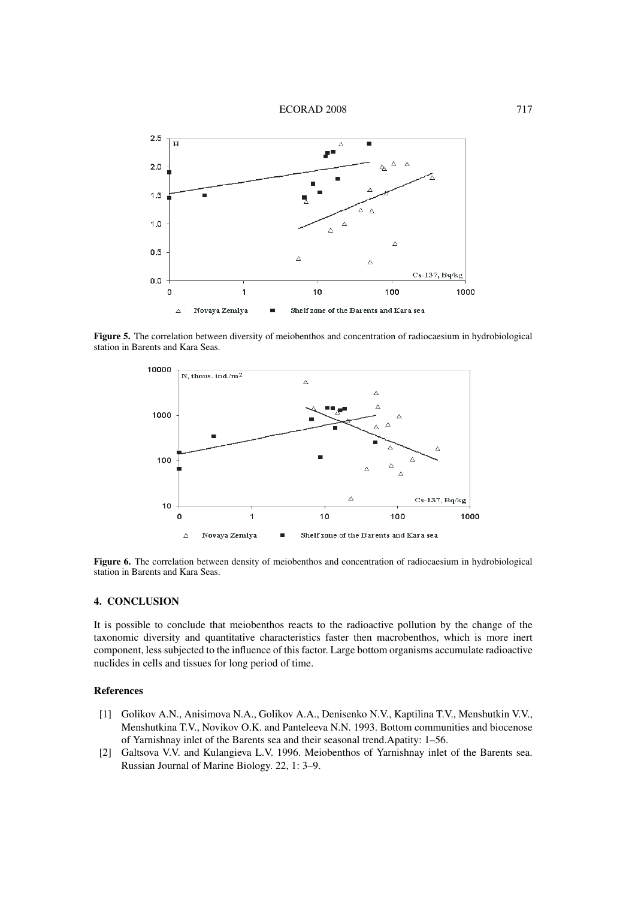**Figure 5.** The correlation between diversity of meiobenthos and concentration of radiocaesium in hydrobiological station in Barents and Kara Seas.

**Figure 6.** The correlation between density of meiobenthos and concentration of radiocaesium in hydrobiological station in Barents and Kara Seas.

## 4. CONCLUSION

It is possible to conclude that meiobenthos reacts to the radioactive pollution by the change of the taxonomic diversity and quantitative characteristics faster then macrobenthos, which is more inert component, less subjected to the influence of this factor. Large bottom organisms accumulate radioactive nuclides in cells and tissues for long period of time.

### References

[1] Golikov A.N., Anisimova N.A., Golikov A.A., Denisenko N.V., Kaptilina T.V., Menshutkin V.V., Menshutkina T.V., Novikov O.K. and Panteleeva N.N. 1993. Bottom communities and biocenose of Yarnishnay inlet of the Barents sea and their seasonal trend.Apatity: 1–56.

[2] Galtsova V.V. and Kulangieva L.V. 1996. Meiobenthos of Yarnishnay inlet of the Barents sea. Russian Journal of Marine Biology. 22, 1: 3–9.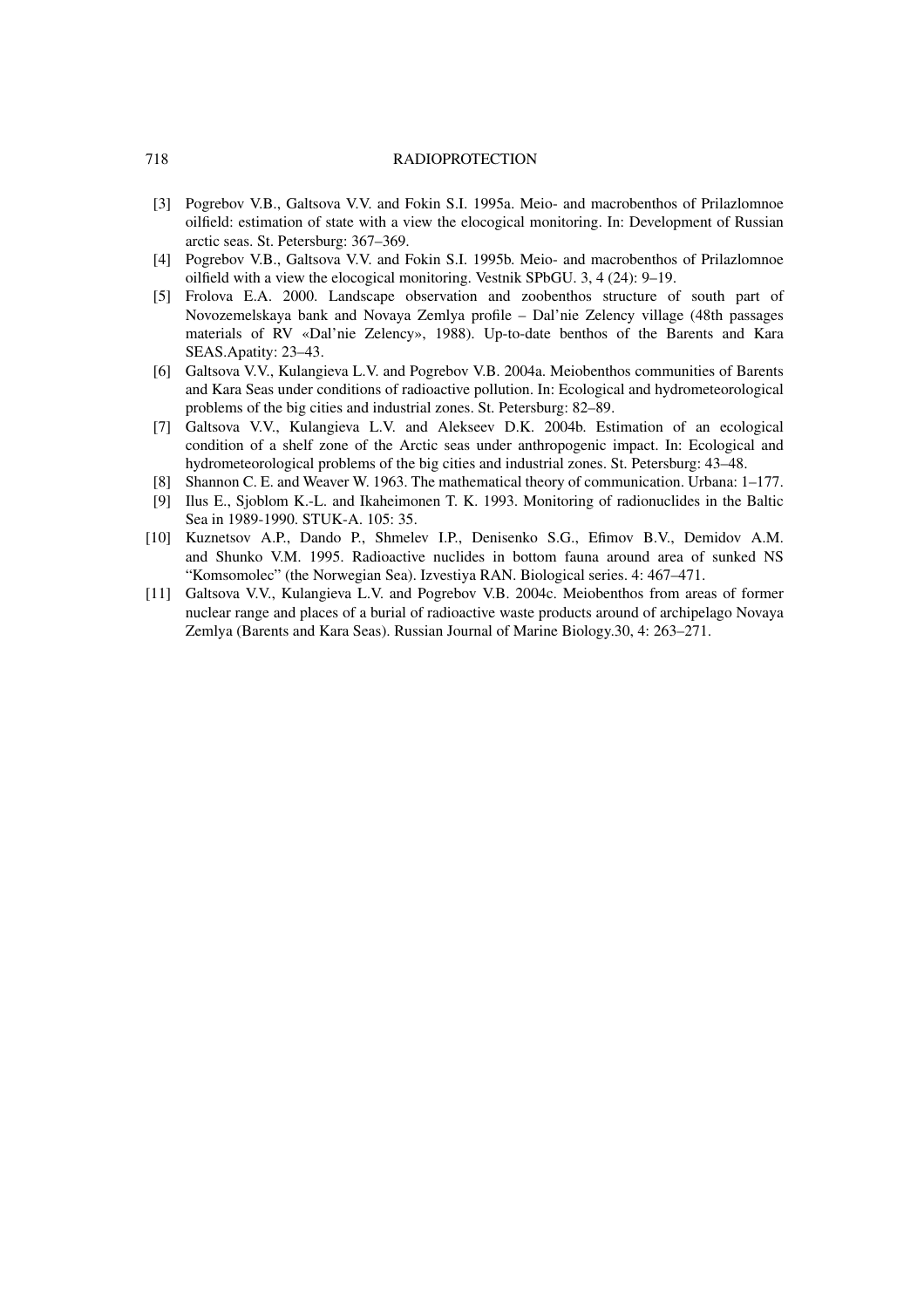[3] Pogrebov V.B., Galtsova V.V. and Fokin S.I. 1995a. Meio- and macrobenthos of Prilazlomnoe oilfield: estimation of state with a view the elocogical monitoring. In: Development of Russian arctic seas. St. Petersburg: 367–369.

[4] Pogrebov V.B., Galtsova V.V. and Fokin S.I. 1995b. Meio- and macrobenthos of Prilazlomnoe oilfield with a view the elocogical monitoring. Vestnik SPbGU. 3, 4 (24): 9–19.

[5] Frolova E.A. 2000. Landscape observation and zoobenthos structure of south part of Novozemelskaya bank and Novaya Zemlya profile – Dal'nie Zelency village (48th passages materials of RV «Dal'nie Zelency», 1988). Up-to-date benthos of the Barents and Kara SEAS.Apatity: 23–43.

[6] Galtsova V.V., Kulangieva L.V. and Pogrebov V.B. 2004a. Meiobenthos communities of Barents and Kara Seas under conditions of radioactive pollution. In: Ecological and hydrometeorological problems of the big cities and industrial zones. St. Petersburg: 82–89.

[7] Galtsova V.V., Kulangieva L.V. and Alekseev D.K. 2004b. Estimation of an ecological condition of a shelf zone of the Arctic seas under anthropogenic impact. In: Ecological and hydrometeorological problems of the big cities and industrial zones. St. Petersburg: 43–48.

[8] Shannon C. E. and Weaver W. 1963. The mathematical theory of communication. Urbana: 1–177.

[9] Ilus E., Sjoblom K.-L. and Ikaheimonen T. K. 1993. Monitoring of radionuclides in the Baltic Sea in 1989-1990. STUK-A. 105: 35.

[10] Kuznetsov A.P., Dando P., Shmelev I.P., Denisenko S.G., Efimov B.V., Demidov A.M. and Shunko V.M. 1995. Radioactive nuclides in bottom fauna around area of sunked NS "Komsomolec" (the Norwegian Sea). Izvestiya RAN. Biological series. 4: 467–471.

[11] Galtsova V.V., Kulangieva L.V. and Pogrebov V.B. 2004c. Meiobenthos from areas of former nuclear range and places of a burial of radioactive waste products around of archipelago Novaya Zemlya (Barents and Kara Seas). Russian Journal of Marine Biology.30, 4: 263–271.